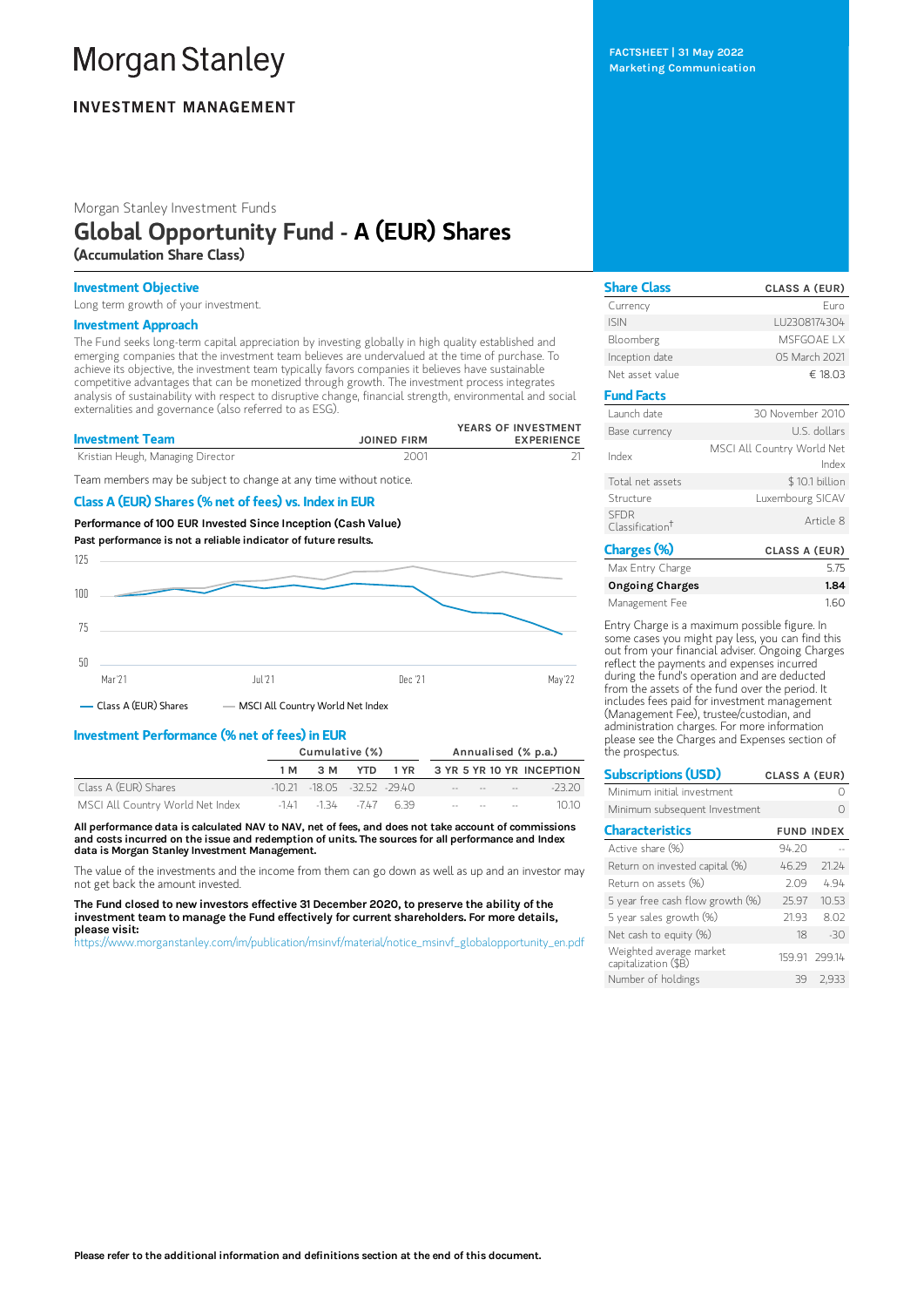# Morgan Stanley

**INVESTMENT MANAGEMENT**

**FACTSHEET | 31 May 2022**
**Marketing Communication**

Morgan Stanley Investment Funds

# Global Opportunity Fund - A (EUR) Shares

**(Accumulation Share Class)**

## Investment Objective

Long term growth of your investment.

## Investment Approach

The Fund seeks long-term capital appreciation by investing globally in high quality established and emerging companies that the investment team believes are undervalued at the time of purchase. To achieve its objective, the investment team typically favors companies it believes have sustainable competitive advantages that can be monetized through growth. The investment process integrates analysis of sustainability with respect to disruptive change, financial strength, environmental and social externalities and governance (also referred to as ESG).

| Investment Team | JOINED FIRM | YEARS OF INVESTMENT EXPERIENCE |
|---|---|---|
| Kristian Heugh, Managing Director | 2001 | 21 |

Team members may be subject to change at any time without notice.

## Class A (EUR) Shares (% net of fees) vs. Index in EUR

**Performance of 100 EUR Invested Since Inception (Cash Value)**

**Past performance is not a reliable indicator of future results.**

Chart axis: 125, 100, 75, 50; Mar '21, Jul '21, Dec '21, May '22

— Class A (EUR) Shares — MSCI All Country World Net Index

## Investment Performance (% net of fees) in EUR

| | Cumulative (%) | | | | Annualised (% p.a.) | | | |
|---|---|---|---|---|---|---|---|---|
| | 1 M | 3 M | YTD | 1 YR | 3 YR | 5 YR | 10 YR | INCEPTION |
| Class A (EUR) Shares | -10.21 | -18.05 | -32.52 | -29.40 | -- | -- | -- | -23.20 |
| MSCI All Country World Net Index | -1.41 | -1.34 | -7.47 | 6.39 | -- | -- | -- | 10.10 |

**All performance data is calculated NAV to NAV, net of fees, and does not take account of commissions and costs incurred on the issue and redemption of units. The sources for all performance and Index data is Morgan Stanley Investment Management.**

The value of the investments and the income from them can go down as well as up and an investor may not get back the amount invested.

**The Fund closed to new investors effective 31 December 2020, to preserve the ability of the investment team to manage the Fund effectively for current shareholders. For more details, please visit:**
https://www.morganstanley.com/im/publication/msinvf/material/notice_msinvf_globalopportunity_en.pdf

## Share Class

| Share Class | CLASS A (EUR) |
|---|---|
| Currency | Euro |
| ISIN | LU2308174304 |
| Bloomberg | MSFGOAE LX |
| Inception date | 05 March 2021 |
| Net asset value | € 18.03 |

## Fund Facts

| | |
|---|---|
| Launch date | 30 November 2010 |
| Base currency | U.S. dollars |
| Index | MSCI All Country World Net Index |
| Total net assets | $ 10.1 billion |
| Structure | Luxembourg SICAV |
| SFDR Classification† | Article 8 |

## Charges (%)

| Charges (%) | CLASS A (EUR) |
|---|---|
| Max Entry Charge | 5.75 |
| **Ongoing Charges** | **1.84** |
| Management Fee | 1.60 |

Entry Charge is a maximum possible figure. In some cases you might pay less, you can find this out from your financial adviser. Ongoing Charges reflect the payments and expenses incurred during the fund's operation and are deducted from the assets of the fund over the period. It includes fees paid for investment management (Management Fee), trustee/custodian, and administration charges. For more information please see the Charges and Expenses section of the prospectus.

## Subscriptions (USD)

| Subscriptions (USD) | CLASS A (EUR) |
|---|---|
| Minimum initial investment | 0 |
| Minimum subsequent Investment | 0 |

## Characteristics

| Characteristics | FUND | INDEX |
|---|---|---|
| Active share (%) | 94.20 | -- |
| Return on invested capital (%) | 46.29 | 21.24 |
| Return on assets (%) | 2.09 | 4.94 |
| 5 year free cash flow growth (%) | 25.97 | 10.53 |
| 5 year sales growth (%) | 21.93 | 8.02 |
| Net cash to equity (%) | 18 | -30 |
| Weighted average market capitalization ($B) | 159.91 | 299.14 |
| Number of holdings | 39 | 2,933 |

**Please refer to the additional information and definitions section at the end of this document.**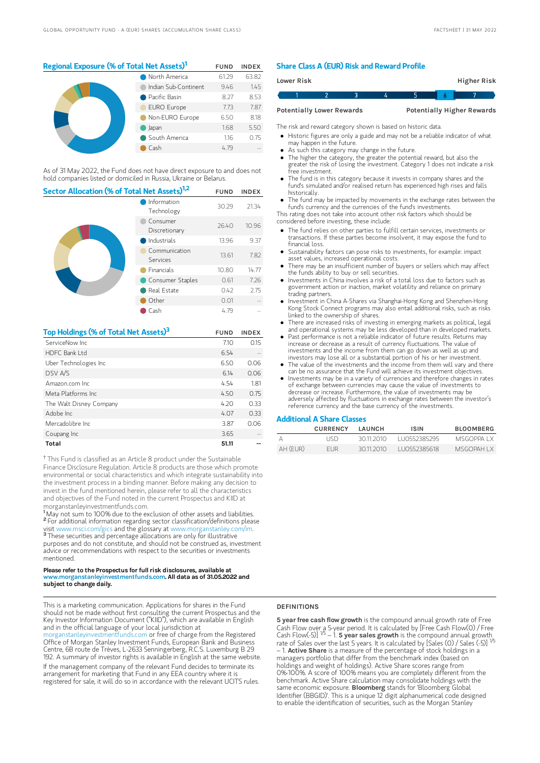## Regional Exposure (% of Total Net Assets)[1]

| | FUND | INDEX |
|---|---|---|
| North America | 61.29 | 63.82 |
| Indian Sub-Continent | 9.46 | 1.45 |
| Pacific Basin | 8.27 | 8.53 |
| EURO Europe | 7.73 | 7.87 |
| Non-EURO Europe | 6.50 | 8.18 |
| Japan | 1.68 | 5.50 |
| South America | 1.16 | 0.75 |
| Cash | 4.79 | -- |

As of 31 May 2022, the Fund does not have direct exposure to and does not hold companies listed or domiciled in Russia, Ukraine or Belarus.

## Sector Allocation (% of Total Net Assets)[1,2]

| | FUND | INDEX |
|---|---|---|
| Information Technology | 30.29 | 21.34 |
| Consumer Discretionary | 26.40 | 10.96 |
| Industrials | 13.96 | 9.37 |
| Communication Services | 13.61 | 7.82 |
| Financials | 10.80 | 14.77 |
| Consumer Staples | 0.61 | 7.26 |
| Real Estate | 0.42 | 2.75 |
| Other | 0.01 | -- |
| Cash | 4.79 | -- |

## Top Holdings (% of Total Net Assets)[3]

| | FUND | INDEX |
|---|---|---|
| ServiceNow Inc | 7.10 | 0.15 |
| HDFC Bank Ltd | 6.54 | -- |
| Uber Technologies Inc | 6.50 | 0.06 |
| DSV A/S | 6.14 | 0.06 |
| Amazon.com Inc | 4.54 | 1.81 |
| Meta Platforms Inc | 4.50 | 0.75 |
| The Walt Disney Company | 4.20 | 0.33 |
| Adobe Inc | 4.07 | 0.33 |
| Mercadolibre Inc | 3.87 | 0.06 |
| Coupang Inc | 3.65 | -- |
| **Total** | **51.11** | **--** |

† This Fund is classified as an Article 8 product under the Sustainable Finance Disclosure Regulation. Article 8 products are those which promote environmental or social characteristics and which integrate sustainability into the investment process in a binding manner. Before making any decision to invest in the fund mentioned herein, please refer to all the characteristics and objectives of the Fund noted in the current Prospectus and KIID at morganstanleyinvestmentfunds.com.

[1] May not sum to 100% due to the exclusion of other assets and liabilities.
[2] For additional information regarding sector classification/definitions please visit www.msci.com/gics and the glossary at www.morganstanley.com/im.
[3] These securities and percentage allocations are only for illustrative purposes and do not constitute, and should not be construed as, investment advice or recommendations with respect to the securities or investments mentioned.

**Please refer to the Prospectus for full risk disclosures, available at www.morganstanleyinvestmentfunds.com. All data as of 31.05.2022 and subject to change daily.**

## Share Class A (EUR) Risk and Reward Profile

| Lower Risk | | | | | | Higher Risk |
|---|---|---|---|---|---|---|
| 1 | 2 | 3 | 4 | 5 | **6** | 7 |
| Potentially Lower Rewards | | | | | | Potentially Higher Rewards |

The risk and reward category shown is based on historic data.

- Historic figures are only a guide and may not be a reliable indicator of what may happen in the future.
- As such this category may change in the future.
- The higher the category, the greater the potential reward, but also the greater the risk of losing the investment. Category 1 does not indicate a risk free investment.
- The fund is in this category because it invests in company shares and the fund's simulated and/or realised return has experienced high rises and falls historically.
- The fund may be impacted by movements in the exchange rates between the fund's currency and the currencies of the fund's investments.

This rating does not take into account other risk factors which should be considered before investing, these include:

- The fund relies on other parties to fulfill certain services, investments or transactions. If these parties become insolvent, it may expose the fund to financial loss.
- Sustainability factors can pose risks to investments, for example: impact asset values, increased operational costs.
- There may be an insufficient number of buyers or sellers which may affect the funds ability to buy or sell securities.
- Investments in China involves a risk of a total loss due to factors such as government action or inaction, market volatility and reliance on primary trading partners.
- Investment in China A-Shares via Shanghai-Hong Kong and Shenzhen-Hong Kong Stock Connect programs may also entail additional risks, such as risks linked to the ownership of shares.
- There are increased risks of investing in emerging markets as political, legal and operational systems may be less developed than in developed markets.
- Past performance is not a reliable indicator of future results. Returns may increase or decrease as a result of currency fluctuations. The value of investments and the income from them can go down as well as up and investors may lose all or a substantial portion of his or her investment.
- The value of the investments and the income from them will vary and there can be no assurance that the Fund will achieve its investment objectives.
- Investments may be in a variety of currencies and therefore changes in rates of exchange between currencies may cause the value of investments to decrease or increase. Furthermore, the value of investments may be adversely affected by fluctuations in exchange rates between the investor's reference currency and the base currency of the investments.

## Additional A Share Classes

| | CURRENCY | LAUNCH | ISIN | BLOOMBERG |
|---|---|---|---|---|
| A | USD | 30.11.2010 | LU0552385295 | MSGOPPA LX |
| AH (EUR) | EUR | 30.11.2010 | LU0552385618 | MSGOPAH LX |

This is a marketing communication. Applications for shares in the Fund should not be made without first consulting the current Prospectus and the Key Investor Information Document ("KIID"), which are available in English and in the official language of your local jurisdiction at morganstanleyinvestmentfunds.com or free of charge from the Registered Office of Morgan Stanley Investment Funds, European Bank and Business Centre, 6B route de Trèves, L-2633 Senningerberg, R.C.S. Luxemburg B 29 192. A summary of investor rights is available in English at the same website.

If the management company of the relevant Fund decides to terminate its arrangement for marketing that Fund in any EEA country where it is registered for sale, it will do so in accordance with the relevant UCITS rules.

### DEFINITIONS

**5 year free cash flow growth** is the compound annual growth rate of Free Cash Flow over a 5-year period. It is calculated by [Free Cash Flow(0) / Free Cash Flow(-5)] $^{1/5}$ – 1. **5 year sales growth** is the compound annual growth rate of Sales over the last 5 years. It is calculated by [Sales (0) / Sales (-5)] $^{1/5}$ – 1. **Active Share** is a measure of the percentage of stock holdings in a managers portfolio that differ from the benchmark index (based on holdings and weight of holdings). Active Share scores range from 0%-100%. A score of 100% means you are completely different from the benchmark. Active Share calculation may consolidate holdings with the same economic exposure. **Bloomberg** stands for 'Bloomberg Global Identifier (BBGID)'. This is a unique 12 digit alphanumerical code designed to enable the identification of securities, such as the Morgan Stanley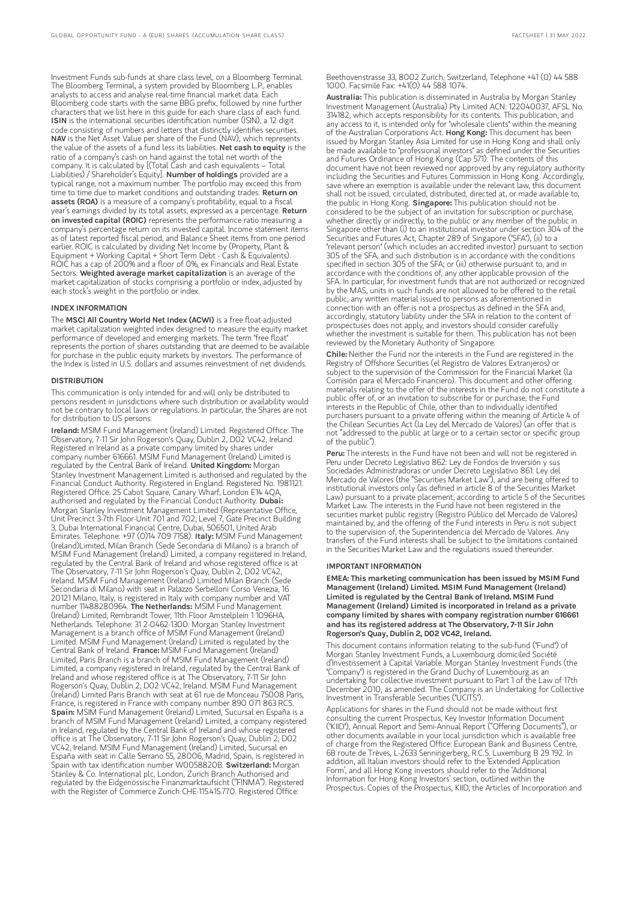Investment Funds sub-funds at share class level, on a Bloomberg Terminal. The Bloomberg Terminal, a system provided by Bloomberg L.P., enables analysts to access and analyse real-time financial market data. Each Bloomberg code starts with the same BBG prefix, followed by nine further characters that we list here in this guide for each share class of each fund. **ISIN** is the international securities identification number (ISIN), a 12 digit code consisting of numbers and letters that distinctly identifies securities. **NAV** is the Net Asset Value per share of the Fund (NAV), which represents the value of the assets of a fund less its liabilities. **Net cash to equity** is the ratio of a company's cash on hand against the total net worth of the company. It is calculated by [(Total Cash and cash equivalents – Total Liabilities) / Shareholder's Equity]. **Number of holdings** provided are a typical range, not a maximum number. The portfolio may exceed this from time to time due to market conditions and outstanding trades. **Return on assets (ROA)** is a measure of a company's profitability, equal to a fiscal year's earnings divided by its total assets, expressed as a percentage. **Return on invested capital (ROIC)** represents the performance ratio measuring a company's percentage return on its invested capital. Income statement items as of latest reported fiscal period, and Balance Sheet items from one period earlier. ROIC is calculated by dividing Net Income by (Property, Plant & Equipment + Working Capital + Short Term Debt - Cash & Equivalents). ROIC has a cap of 200% and a floor of 0%, ex Financials and Real Estate Sectors. **Weighted average market capitalization** is an average of the market capitalization of stocks comprising a portfolio or index, adjusted by each stock's weight in the portfolio or index.

## INDEX INFORMATION

The **MSCI All Country World Net Index (ACWI)** is a free float-adjusted market capitalization weighted index designed to measure the equity market performance of developed and emerging markets. The term "free float" represents the portion of shares outstanding that are deemed to be available for purchase in the public equity markets by investors. The performance of the Index is listed in U.S. dollars and assumes reinvestment of net dividends.

## DISTRIBUTION

This communication is only intended for and will only be distributed to persons resident in jurisdictions where such distribution or availability would not be contrary to local laws or regulations. In particular, the Shares are not for distribution to US persons.

**Ireland:** MSIM Fund Management (Ireland) Limited. Registered Office: The Observatory, 7-11 Sir John Rogerson's Quay, Dublin 2, D02 VC42, Ireland. Registered in Ireland as a private company limited by shares under company number 616661. MSIM Fund Management (Ireland) Limited is regulated by the Central Bank of Ireland. **United Kingdom:** Morgan Stanley Investment Management Limited is authorised and regulated by the Financial Conduct Authority. Registered in England. Registered No. 1981121. Registered Office: 25 Cabot Square, Canary Wharf, London E14 4QA, authorised and regulated by the Financial Conduct Authority. **Dubai:** Morgan Stanley Investment Management Limited (Representative Office, Unit Precinct 3-7th Floor-Unit 701 and 702, Level 7, Gate Precinct Building 3, Dubai International Financial Centre, Dubai, 506501, United Arab Emirates. Telephone: +97 (0)14 709 7158). **Italy:** MSIM Fund Management (Ireland)Limited, Milan Branch (Sede Secondaria di Milano) is a branch of MSIM Fund Management (Ireland) Limited, a company registered in Ireland, regulated by the Central Bank of Ireland and whose registered office is at The Observatory, 7-11 Sir John Rogerson's Quay, Dublin 2, D02 VC42, Ireland. MSIM Fund Management (Ireland) Limited Milan Branch (Sede Secondaria di Milano) with seat in Palazzo Serbelloni Corso Venezia, 16 20121 Milano, Italy, is registered in Italy with company number and VAT number 11488280964. **The Netherlands:** MSIM Fund Management (Ireland) Limited, Rembrandt Tower, 11th Floor Amstelplein 1 1096HA, Netherlands. Telephone: 31 2-0462-1300. Morgan Stanley Investment Management is a branch office of MSIM Fund Management (Ireland) Limited. MSIM Fund Management (Ireland) Limited is regulated by the Central Bank of Ireland. **France:** MSIM Fund Management (Ireland) Limited, Paris Branch is a branch of MSIM Fund Management (Ireland) Limited, a company registered in Ireland, regulated by the Central Bank of Ireland and whose registered office is at The Observatory, 7-11 Sir John Rogerson's Quay, Dublin 2, D02 VC42, Ireland. MSIM Fund Management (Ireland) Limited Paris Branch with seat at 61 rue de Monceau 75008 Paris, France, is registered in France with company number 890 071 863 RCS. **Spain:** MSIM Fund Management (Ireland) Limited, Sucursal en España is a branch of MSIM Fund Management (Ireland) Limited, a company registered in Ireland, regulated by the Central Bank of Ireland and whose registered office is at The Observatory, 7-11 Sir John Rogerson's Quay, Dublin 2, D02 VC42, Ireland. MSIM Fund Management (Ireland) Limited, Sucursal en España with seat in Calle Serrano 55, 28006, Madrid, Spain, is registered in Spain with tax identification number W0058820B. **Switzerland:** Morgan Stanley & Co. International plc, London, Zurich Branch Authorised and regulated by the Eidgenössische Finanzmarktaufsicht ("FINMA"). Registered with the Register of Commerce Zurich CHE-115.415.770. Registered Office: Beethovenstrasse 33, 8002 Zurich, Switzerland, Telephone +41 (0) 44 588 1000. Facsimile Fax: +41(0) 44 588 1074.

**Australia:** This publication is disseminated in Australia by Morgan Stanley Investment Management (Australia) Pty Limited ACN: 122040037, AFSL No. 314182, which accepts responsibility for its contents. This publication, and any access to it, is intended only for "wholesale clients" within the meaning of the Australian Corporations Act. **Hong Kong:** This document has been issued by Morgan Stanley Asia Limited for use in Hong Kong and shall only be made available to "professional investors" as defined under the Securities and Futures Ordinance of Hong Kong (Cap 571). The contents of this document have not been reviewed nor approved by any regulatory authority including the Securities and Futures Commission in Hong Kong. Accordingly, save where an exemption is available under the relevant law, this document shall not be issued, circulated, distributed, directed at, or made available to, the public in Hong Kong. **Singapore:** This publication should not be considered to be the subject of an invitation for subscription or purchase, whether directly or indirectly, to the public or any member of the public in Singapore other than (i) to an institutional investor under section 304 of the Securities and Futures Act, Chapter 289 of Singapore ("SFA"), (ii) to a "relevant person" (which includes an accredited investor) pursuant to section 305 of the SFA, and such distribution is in accordance with the conditions specified in section 305 of the SFA; or (iii) otherwise pursuant to, and in accordance with the conditions of, any other applicable provision of the SFA. In particular, for investment funds that are not authorized or recognized by the MAS, units in such funds are not allowed to be offered to the retail public; any written material issued to persons as aforementioned in connection with an offer is not a prospectus as defined in the SFA and, accordingly, statutory liability under the SFA in relation to the content of prospectuses does not apply, and investors should consider carefully whether the investment is suitable for them. This publication has not been reviewed by the Monetary Authority of Singapore.

**Chile:** Neither the Fund nor the interests in the Fund are registered in the Registry of Offshore Securities (el Registro de Valores Extranjeros) or subject to the supervision of the Commission for the Financial Market (la Comisión para el Mercado Financiero). This document and other offering materials relating to the offer of the interests in the Fund do not constitute a public offer of, or an invitation to subscribe for or purchase, the Fund interests in the Republic of Chile, other than to individually identified purchasers pursuant to a private offering within the meaning of Article 4 of the Chilean Securities Act (la Ley del Mercado de Valores) (an offer that is not "addressed to the public at large or to a certain sector or specific group of the public").

**Peru:** The interests in the Fund have not been and will not be registered in Peru under Decreto Legislativo 862: Ley de Fondos de Inversión y sus Sociedades Administradoras or under Decreto Legislativo 861: Ley del Mercado de Valores (the "Securities Market Law"), and are being offered to institutional investors only (as defined in article 8 of the Securities Market Law) pursuant to a private placement, according to article 5 of the Securities Market Law. The interests in the Fund have not been registered in the securities market public registry (Registro Público del Mercado de Valores) maintained by, and the offering of the Fund interests in Peru is not subject to the supervision of, the Superintendencia del Mercado de Valores. Any transfers of the Fund interests shall be subject to the limitations contained in the Securities Market Law and the regulations issued thereunder.

## IMPORTANT INFORMATION

**EMEA: This marketing communication has been issued by MSIM Fund Management (Ireland) Limited. MSIM Fund Management (Ireland) Limited is regulated by the Central Bank of Ireland. MSIM Fund Management (Ireland) Limited is incorporated in Ireland as a private company limited by shares with company registration number 616661 and has its registered address at The Observatory, 7-11 Sir John Rogerson's Quay, Dublin 2, D02 VC42, Ireland.**

This document contains information relating to the sub-fund ("Fund") of Morgan Stanley Investment Funds, a Luxembourg domiciled Société d'Investissement à Capital Variable. Morgan Stanley Investment Funds (the "Company") is registered in the Grand Duchy of Luxembourg as an undertaking for collective investment pursuant to Part 1 of the Law of 17th December 2010, as amended. The Company is an Undertaking for Collective Investment in Transferable Securities ("UCITS").

Applications for shares in the Fund should not be made without first consulting the current Prospectus, Key Investor Information Document ("KIID"), Annual Report and Semi-Annual Report ("Offering Documents"), or other documents available in your local jurisdiction which is available free of charge from the Registered Office: European Bank and Business Centre, 6B route de Trèves, L-2633 Senningerberg, R.C.S. Luxemburg B 29 192. In addition, all Italian investors should refer to the 'Extended Application Form', and all Hong Kong investors should refer to the 'Additional Information for Hong Kong Investors' section, outlined within the Prospectus. Copies of the Prospectus, KIID, the Articles of Incorporation and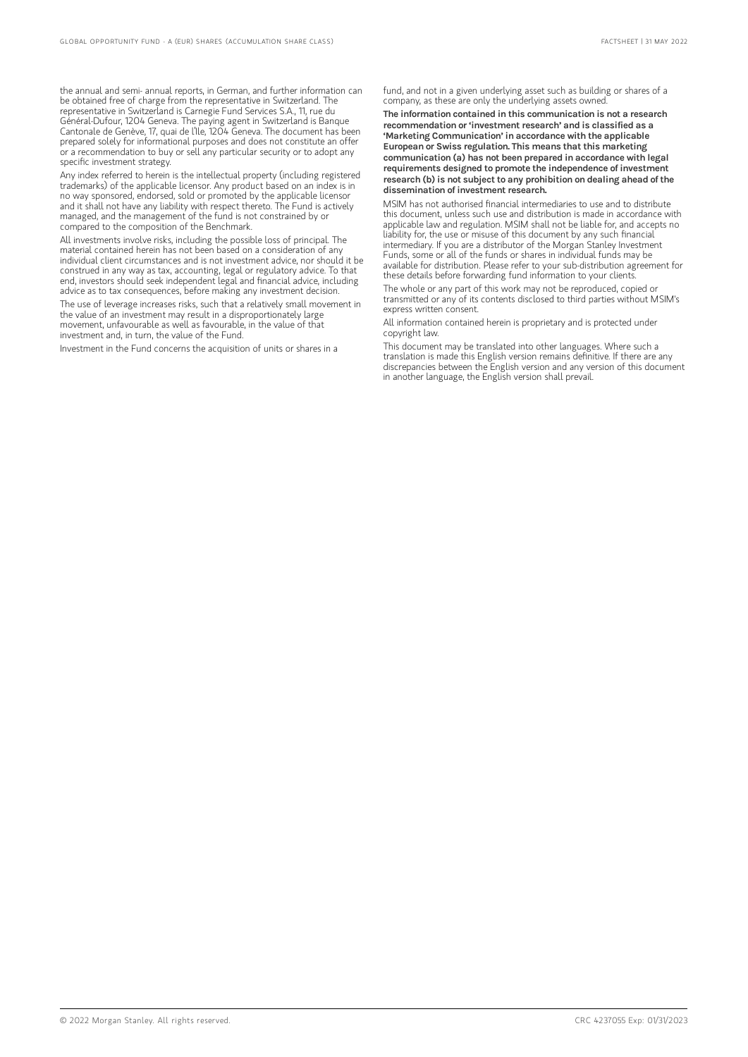the annual and semi- annual reports, in German, and further information can be obtained free of charge from the representative in Switzerland. The representative in Switzerland is Carnegie Fund Services S.A., 11, rue du Général-Dufour, 1204 Geneva. The paying agent in Switzerland is Banque Cantonale de Genève, 17, quai de l'Ile, 1204 Geneva. The document has been prepared solely for informational purposes and does not constitute an offer or a recommendation to buy or sell any particular security or to adopt any specific investment strategy.

Any index referred to herein is the intellectual property (including registered trademarks) of the applicable licensor. Any product based on an index is in no way sponsored, endorsed, sold or promoted by the applicable licensor and it shall not have any liability with respect thereto. The Fund is actively managed, and the management of the fund is not constrained by or compared to the composition of the Benchmark.

All investments involve risks, including the possible loss of principal. The material contained herein has not been based on a consideration of any individual client circumstances and is not investment advice, nor should it be construed in any way as tax, accounting, legal or regulatory advice. To that end, investors should seek independent legal and financial advice, including advice as to tax consequences, before making any investment decision.

The use of leverage increases risks, such that a relatively small movement in the value of an investment may result in a disproportionately large movement, unfavourable as well as favourable, in the value of that investment and, in turn, the value of the Fund.

Investment in the Fund concerns the acquisition of units or shares in a fund, and not in a given underlying asset such as building or shares of a company, as these are only the underlying assets owned.

**The information contained in this communication is not a research recommendation or 'investment research' and is classified as a 'Marketing Communication' in accordance with the applicable European or Swiss regulation. This means that this marketing communication (a) has not been prepared in accordance with legal requirements designed to promote the independence of investment research (b) is not subject to any prohibition on dealing ahead of the dissemination of investment research.**

MSIM has not authorised financial intermediaries to use and to distribute this document, unless such use and distribution is made in accordance with applicable law and regulation. MSIM shall not be liable for, and accepts no liability for, the use or misuse of this document by any such financial intermediary. If you are a distributor of the Morgan Stanley Investment Funds, some or all of the funds or shares in individual funds may be available for distribution. Please refer to your sub-distribution agreement for these details before forwarding fund information to your clients.

The whole or any part of this work may not be reproduced, copied or transmitted or any of its contents disclosed to third parties without MSIM's express written consent.

All information contained herein is proprietary and is protected under copyright law.

This document may be translated into other languages. Where such a translation is made this English version remains definitive. If there are any discrepancies between the English version and any version of this document in another language, the English version shall prevail.

© 2022 Morgan Stanley. All rights reserved.

CRC 4237055 Exp: 01/31/2023